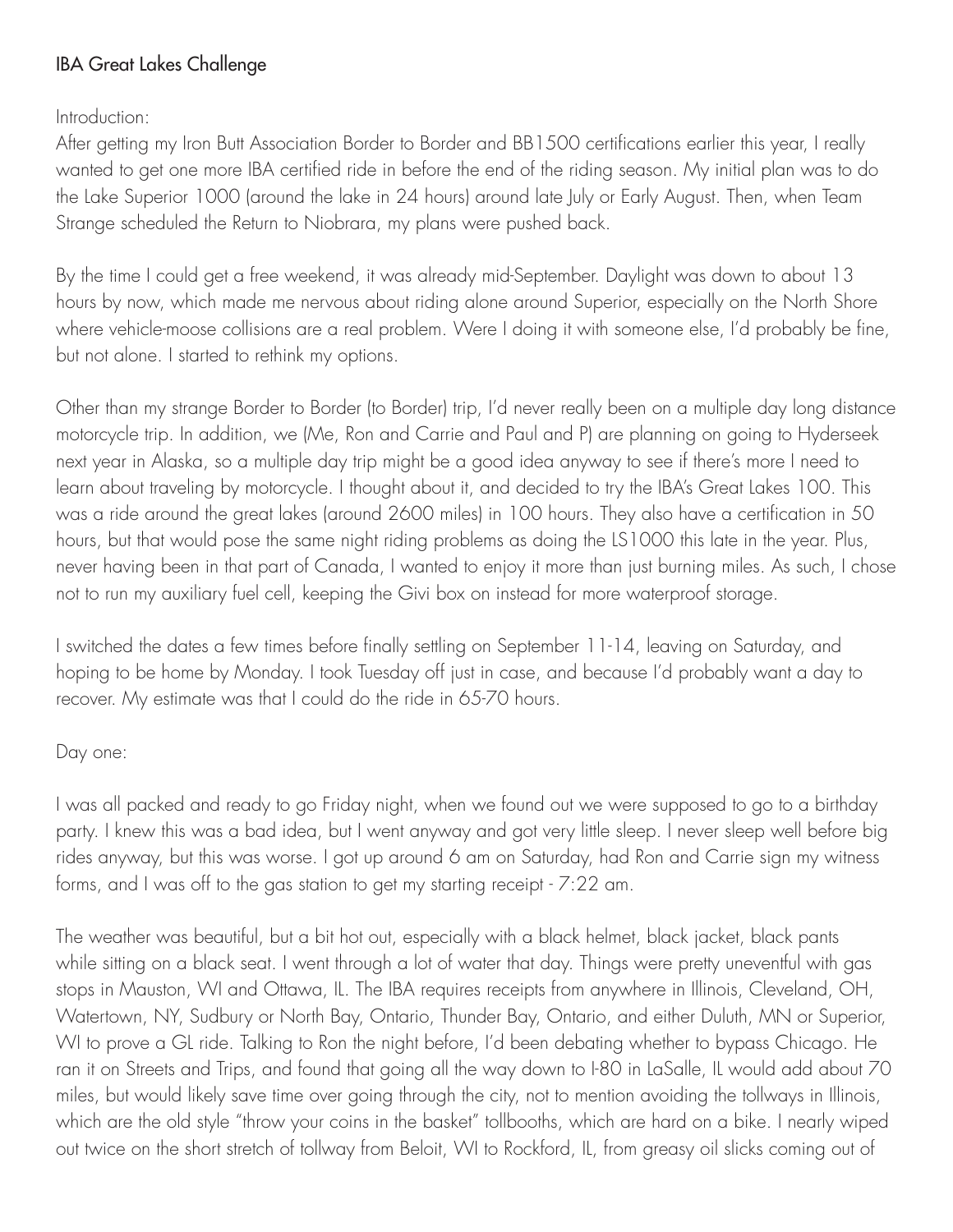# IBA Great Lakes Challenge

Introduction:

After getting my Iron Butt Association Border to Border and BB1500 certifications earlier this year, I really wanted to get one more IBA certified ride in before the end of the riding season. My initial plan was to do the Lake Superior 1000 (around the lake in 24 hours) around late July or Early August. Then, when Team Strange scheduled the Return to Niobrara, my plans were pushed back.

By the time I could get a free weekend, it was already mid-September. Daylight was down to about 13 hours by now, which made me nervous about riding alone around Superior, especially on the North Shore where vehicle-moose collisions are a real problem. Were I doing it with someone else, I'd probably be fine, but not alone. I started to rethink my options.

Other than my strange Border to Border (to Border) trip, I'd never really been on a multiple day long distance motorcycle trip. In addition, we (Me, Ron and Carrie and Paul and P) are planning on going to Hyderseek next year in Alaska, so a multiple day trip might be a good idea anyway to see if there's more I need to learn about traveling by motorcycle. I thought about it, and decided to try the IBA's Great Lakes 100. This was a ride around the great lakes (around 2600 miles) in 100 hours. They also have a certification in 50 hours, but that would pose the same night riding problems as doing the LS1000 this late in the year. Plus, never having been in that part of Canada, I wanted to enjoy it more than just burning miles. As such, I chose not to run my auxiliary fuel cell, keeping the Givi box on instead for more waterproof storage.

I switched the dates a few times before finally settling on September 11-14, leaving on Saturday, and hoping to be home by Monday. I took Tuesday off just in case, and because I'd probably want a day to recover. My estimate was that I could do the ride in 65-70 hours.

Day one:

I was all packed and ready to go Friday night, when we found out we were supposed to go to a birthday party. I knew this was a bad idea, but I went anyway and got very little sleep. I never sleep well before big rides anyway, but this was worse. I got up around 6 am on Saturday, had Ron and Carrie sign my witness forms, and I was off to the gas station to get my starting receipt - 7:22 am.

The weather was beautiful, but a bit hot out, especially with a black helmet, black jacket, black pants while sitting on a black seat. I went through a lot of water that day. Things were pretty uneventful with gas stops in Mauston, WI and Ottawa, IL. The IBA requires receipts from anywhere in Illinois, Cleveland, OH, Watertown, NY, Sudbury or North Bay, Ontario, Thunder Bay, Ontario, and either Duluth, MN or Superior, WI to prove a GL ride. Talking to Ron the night before, I'd been debating whether to bypass Chicago. He ran it on Streets and Trips, and found that going all the way down to I-80 in LaSalle, IL would add about 70 miles, but would likely save time over going through the city, not to mention avoiding the tollways in Illinois, which are the old style "throw your coins in the basket" tollbooths, which are hard on a bike. I nearly wiped out twice on the short stretch of tollway from Beloit, WI to Rockford, IL, from greasy oil slicks coming out of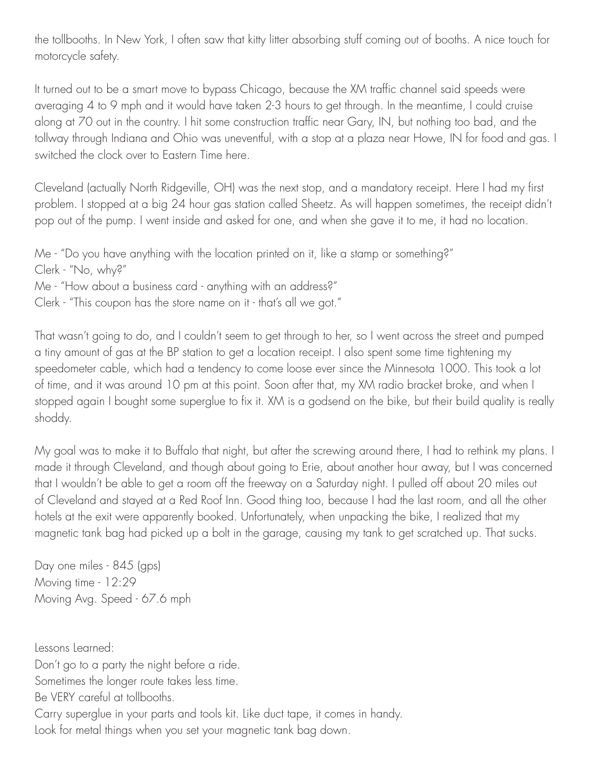the tollbooths. In New York, I often saw that kitty litter absorbing stuff coming out of booths. A nice touch for motorcycle safety.

It turned out to be a smart move to bypass Chicago, because the XM traffic channel said speeds were averaging 4 to 9 mph and it would have taken 2-3 hours to get through. In the meantime, I could cruise along at 70 out in the country. I hit some construction traffic near Gary, IN, but nothing too bad, and the tollway through Indiana and Ohio was uneventful, with a stop at a plaza near Howe, IN for food and gas. I switched the clock over to Eastern Time here.

Cleveland (actually North Ridgeville, OH) was the next stop, and a mandatory receipt. Here I had my first problem. I stopped at a big 24 hour gas station called Sheetz. As will happen sometimes, the receipt didn't pop out of the pump. I went inside and asked for one, and when she gave it to me, it had no location.

Me - "Do you have anything with the location printed on it, like a stamp or something?"
Clerk - "No, why?"
Me - "How about a business card - anything with an address?"
Clerk - "This coupon has the store name on it - that's all we got."

That wasn't going to do, and I couldn't seem to get through to her, so I went across the street and pumped a tiny amount of gas at the BP station to get a location receipt. I also spent some time tightening my speedometer cable, which had a tendency to come loose ever since the Minnesota 1000. This took a lot of time, and it was around 10 pm at this point. Soon after that, my XM radio bracket broke, and when I stopped again I bought some superglue to fix it. XM is a godsend on the bike, but their build quality is really shoddy.

My goal was to make it to Buffalo that night, but after the screwing around there, I had to rethink my plans. I made it through Cleveland, and though about going to Erie, about another hour away, but I was concerned that I wouldn't be able to get a room off the freeway on a Saturday night. I pulled off about 20 miles out of Cleveland and stayed at a Red Roof Inn. Good thing too, because I had the last room, and all the other hotels at the exit were apparently booked. Unfortunately, when unpacking the bike, I realized that my magnetic tank bag had picked up a bolt in the garage, causing my tank to get scratched up. That sucks.

Day one miles - 845 (gps)
Moving time - 12:29
Moving Avg. Speed - 67.6 mph

Lessons Learned:
Don't go to a party the night before a ride.
Sometimes the longer route takes less time.
Be VERY careful at tollbooths.
Carry superglue in your parts and tools kit. Like duct tape, it comes in handy.
Look for metal things when you set your magnetic tank bag down.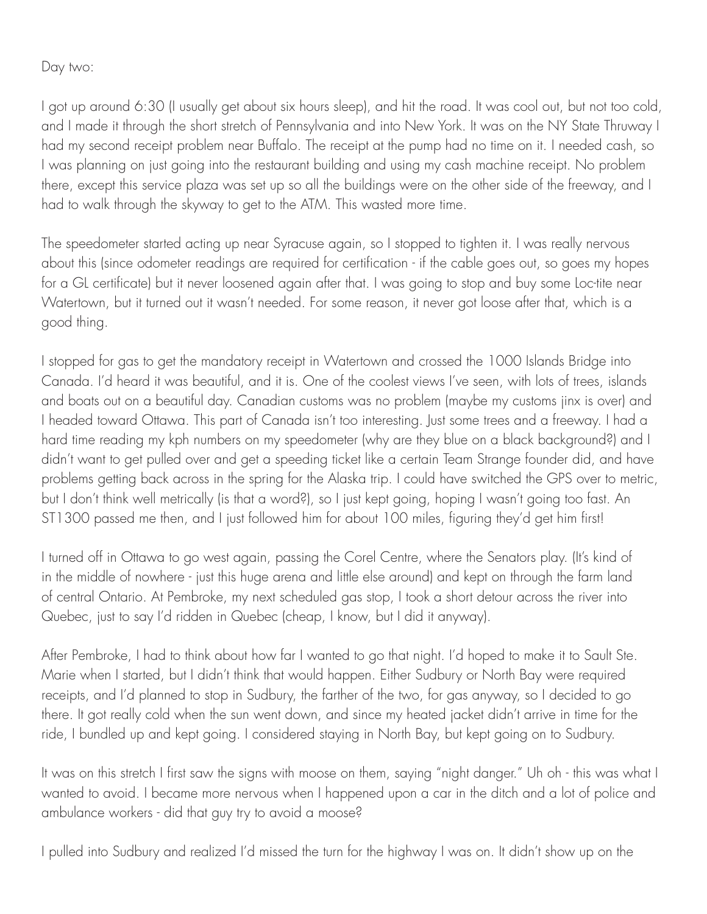Day two:

I got up around 6:30 (I usually get about six hours sleep), and hit the road. It was cool out, but not too cold, and I made it through the short stretch of Pennsylvania and into New York. It was on the NY State Thruway I had my second receipt problem near Buffalo. The receipt at the pump had no time on it. I needed cash, so I was planning on just going into the restaurant building and using my cash machine receipt. No problem there, except this service plaza was set up so all the buildings were on the other side of the freeway, and I had to walk through the skyway to get to the ATM. This wasted more time.

The speedometer started acting up near Syracuse again, so I stopped to tighten it. I was really nervous about this (since odometer readings are required for certification - if the cable goes out, so goes my hopes for a GL certificate) but it never loosened again after that. I was going to stop and buy some Loc-tite near Watertown, but it turned out it wasn't needed. For some reason, it never got loose after that, which is a good thing.

I stopped for gas to get the mandatory receipt in Watertown and crossed the 1000 Islands Bridge into Canada. I'd heard it was beautiful, and it is. One of the coolest views I've seen, with lots of trees, islands and boats out on a beautiful day. Canadian customs was no problem (maybe my customs jinx is over) and I headed toward Ottawa. This part of Canada isn't too interesting. Just some trees and a freeway. I had a hard time reading my kph numbers on my speedometer (why are they blue on a black background?) and I didn't want to get pulled over and get a speeding ticket like a certain Team Strange founder did, and have problems getting back across in the spring for the Alaska trip. I could have switched the GPS over to metric, but I don't think well metrically (is that a word?), so I just kept going, hoping I wasn't going too fast. An ST1300 passed me then, and I just followed him for about 100 miles, figuring they'd get him first!

I turned off in Ottawa to go west again, passing the Corel Centre, where the Senators play. (It's kind of in the middle of nowhere - just this huge arena and little else around) and kept on through the farm land of central Ontario. At Pembroke, my next scheduled gas stop, I took a short detour across the river into Quebec, just to say I'd ridden in Quebec (cheap, I know, but I did it anyway).

After Pembroke, I had to think about how far I wanted to go that night. I'd hoped to make it to Sault Ste. Marie when I started, but I didn't think that would happen. Either Sudbury or North Bay were required receipts, and I'd planned to stop in Sudbury, the farther of the two, for gas anyway, so I decided to go there. It got really cold when the sun went down, and since my heated jacket didn't arrive in time for the ride, I bundled up and kept going. I considered staying in North Bay, but kept going on to Sudbury.

It was on this stretch I first saw the signs with moose on them, saying "night danger." Uh oh - this was what I wanted to avoid. I became more nervous when I happened upon a car in the ditch and a lot of police and ambulance workers - did that guy try to avoid a moose?

I pulled into Sudbury and realized I'd missed the turn for the highway I was on. It didn't show up on the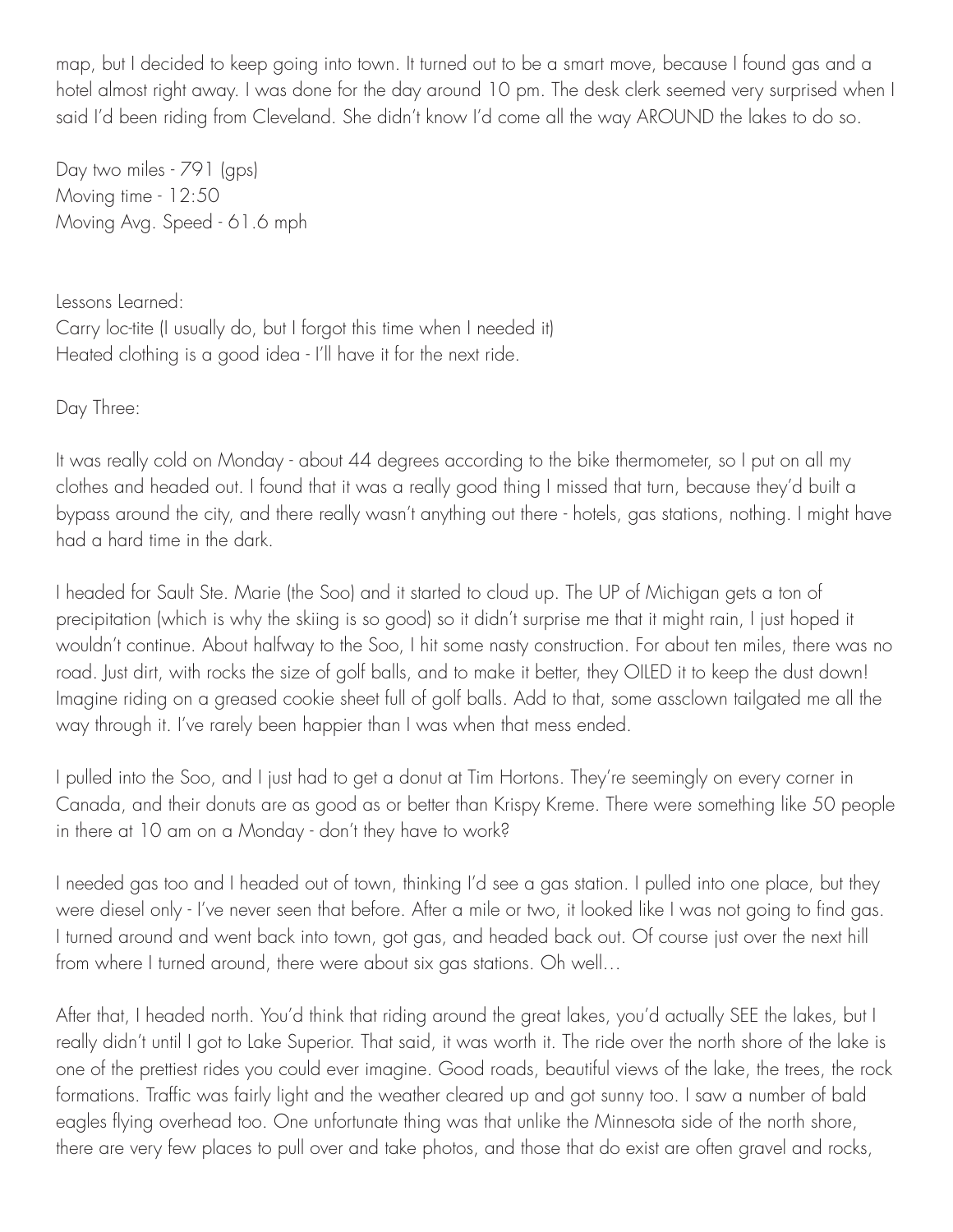map, but I decided to keep going into town. It turned out to be a smart move, because I found gas and a hotel almost right away. I was done for the day around 10 pm. The desk clerk seemed very surprised when I said I'd been riding from Cleveland. She didn't know I'd come all the way AROUND the lakes to do so.

Day two miles - 791 (gps)
Moving time - 12:50
Moving Avg. Speed - 61.6 mph

Lessons Learned:
Carry loc-tite (I usually do, but I forgot this time when I needed it)
Heated clothing is a good idea - I'll have it for the next ride.

Day Three:

It was really cold on Monday - about 44 degrees according to the bike thermometer, so I put on all my clothes and headed out. I found that it was a really good thing I missed that turn, because they'd built a bypass around the city, and there really wasn't anything out there - hotels, gas stations, nothing. I might have had a hard time in the dark.

I headed for Sault Ste. Marie (the Soo) and it started to cloud up. The UP of Michigan gets a ton of precipitation (which is why the skiing is so good) so it didn't surprise me that it might rain, I just hoped it wouldn't continue. About halfway to the Soo, I hit some nasty construction. For about ten miles, there was no road. Just dirt, with rocks the size of golf balls, and to make it better, they OILED it to keep the dust down! Imagine riding on a greased cookie sheet full of golf balls. Add to that, some assclown tailgated me all the way through it. I've rarely been happier than I was when that mess ended.

I pulled into the Soo, and I just had to get a donut at Tim Hortons. They're seemingly on every corner in Canada, and their donuts are as good as or better than Krispy Kreme. There were something like 50 people in there at 10 am on a Monday - don't they have to work?

I needed gas too and I headed out of town, thinking I'd see a gas station. I pulled into one place, but they were diesel only - I've never seen that before. After a mile or two, it looked like I was not going to find gas. I turned around and went back into town, got gas, and headed back out. Of course just over the next hill from where I turned around, there were about six gas stations. Oh well…

After that, I headed north. You'd think that riding around the great lakes, you'd actually SEE the lakes, but I really didn't until I got to Lake Superior. That said, it was worth it. The ride over the north shore of the lake is one of the prettiest rides you could ever imagine. Good roads, beautiful views of the lake, the trees, the rock formations. Traffic was fairly light and the weather cleared up and got sunny too. I saw a number of bald eagles flying overhead too. One unfortunate thing was that unlike the Minnesota side of the north shore, there are very few places to pull over and take photos, and those that do exist are often gravel and rocks,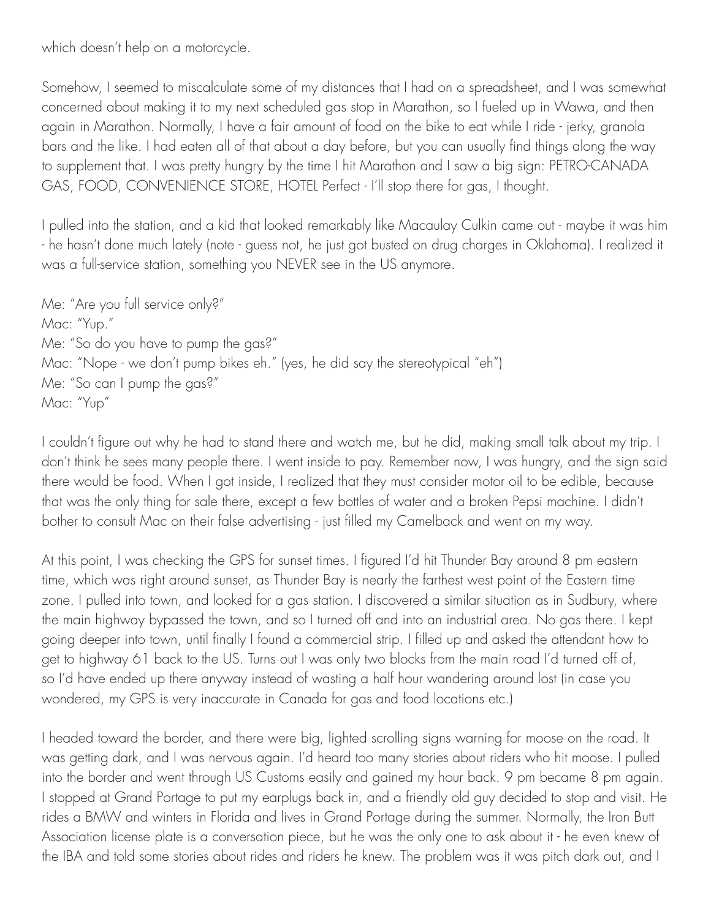which doesn't help on a motorcycle.

Somehow, I seemed to miscalculate some of my distances that I had on a spreadsheet, and I was somewhat concerned about making it to my next scheduled gas stop in Marathon, so I fueled up in Wawa, and then again in Marathon. Normally, I have a fair amount of food on the bike to eat while I ride - jerky, granola bars and the like. I had eaten all of that about a day before, but you can usually find things along the way to supplement that. I was pretty hungry by the time I hit Marathon and I saw a big sign: PETRO-CANADA GAS, FOOD, CONVENIENCE STORE, HOTEL Perfect - I'll stop there for gas, I thought.

I pulled into the station, and a kid that looked remarkably like Macaulay Culkin came out - maybe it was him - he hasn't done much lately (note - guess not, he just got busted on drug charges in Oklahoma). I realized it was a full-service station, something you NEVER see in the US anymore.

Me: "Are you full service only?"
Mac: "Yup."
Me: "So do you have to pump the gas?"
Mac: "Nope - we don't pump bikes eh." (yes, he did say the stereotypical "eh")
Me: "So can I pump the gas?"
Mac: "Yup"

I couldn't figure out why he had to stand there and watch me, but he did, making small talk about my trip. I don't think he sees many people there. I went inside to pay. Remember now, I was hungry, and the sign said there would be food. When I got inside, I realized that they must consider motor oil to be edible, because that was the only thing for sale there, except a few bottles of water and a broken Pepsi machine. I didn't bother to consult Mac on their false advertising - just filled my Camelback and went on my way.

At this point, I was checking the GPS for sunset times. I figured I'd hit Thunder Bay around 8 pm eastern time, which was right around sunset, as Thunder Bay is nearly the farthest west point of the Eastern time zone. I pulled into town, and looked for a gas station. I discovered a similar situation as in Sudbury, where the main highway bypassed the town, and so I turned off and into an industrial area. No gas there. I kept going deeper into town, until finally I found a commercial strip. I filled up and asked the attendant how to get to highway 61 back to the US. Turns out I was only two blocks from the main road I'd turned off of, so I'd have ended up there anyway instead of wasting a half hour wandering around lost (in case you wondered, my GPS is very inaccurate in Canada for gas and food locations etc.)

I headed toward the border, and there were big, lighted scrolling signs warning for moose on the road. It was getting dark, and I was nervous again. I'd heard too many stories about riders who hit moose. I pulled into the border and went through US Customs easily and gained my hour back. 9 pm became 8 pm again. I stopped at Grand Portage to put my earplugs back in, and a friendly old guy decided to stop and visit. He rides a BMW and winters in Florida and lives in Grand Portage during the summer. Normally, the Iron Butt Association license plate is a conversation piece, but he was the only one to ask about it - he even knew of the IBA and told some stories about rides and riders he knew. The problem was it was pitch dark out, and I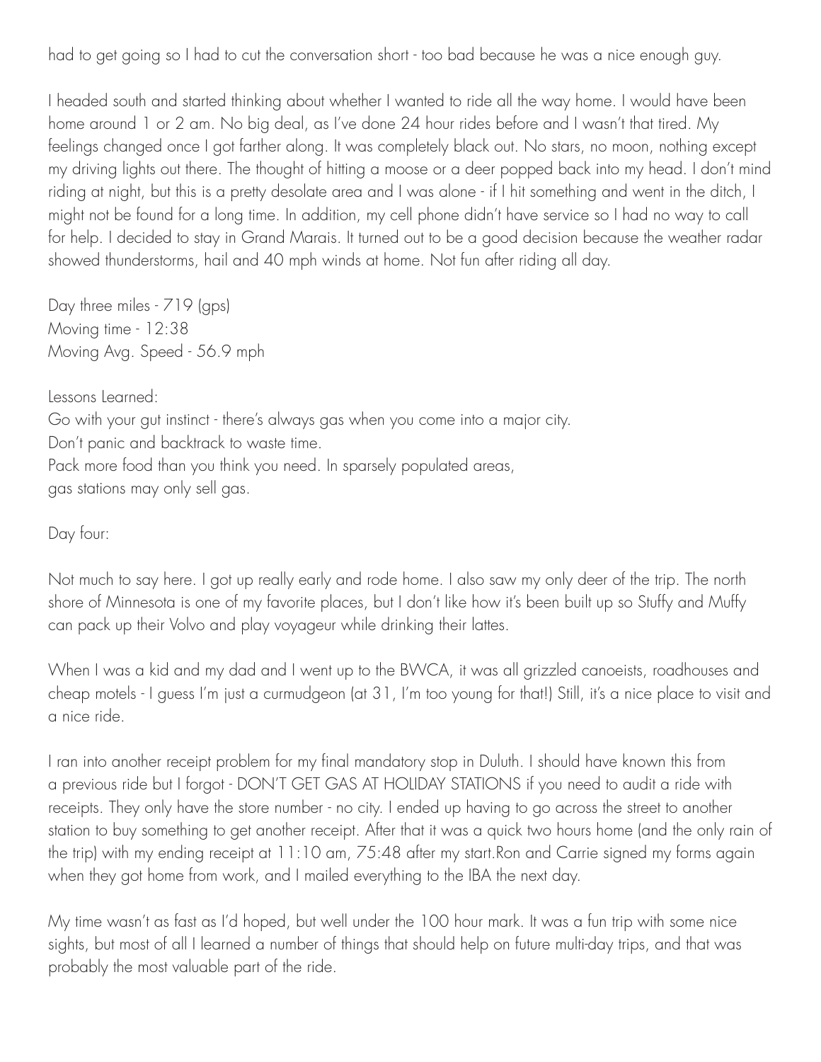had to get going so I had to cut the conversation short - too bad because he was a nice enough guy.

I headed south and started thinking about whether I wanted to ride all the way home. I would have been home around 1 or 2 am. No big deal, as I've done 24 hour rides before and I wasn't that tired. My feelings changed once I got farther along. It was completely black out. No stars, no moon, nothing except my driving lights out there. The thought of hitting a moose or a deer popped back into my head. I don't mind riding at night, but this is a pretty desolate area and I was alone - if I hit something and went in the ditch, I might not be found for a long time. In addition, my cell phone didn't have service so I had no way to call for help. I decided to stay in Grand Marais. It turned out to be a good decision because the weather radar showed thunderstorms, hail and 40 mph winds at home. Not fun after riding all day.

Day three miles - 719 (gps)
Moving time - 12:38
Moving Avg. Speed - 56.9 mph

Lessons Learned:
Go with your gut instinct - there's always gas when you come into a major city.
Don't panic and backtrack to waste time.
Pack more food than you think you need. In sparsely populated areas,
gas stations may only sell gas.

Day four:

Not much to say here. I got up really early and rode home. I also saw my only deer of the trip. The north shore of Minnesota is one of my favorite places, but I don't like how it's been built up so Stuffy and Muffy can pack up their Volvo and play voyageur while drinking their lattes.

When I was a kid and my dad and I went up to the BWCA, it was all grizzled canoeists, roadhouses and cheap motels - I guess I'm just a curmudgeon (at 31, I'm too young for that!) Still, it's a nice place to visit and a nice ride.

I ran into another receipt problem for my final mandatory stop in Duluth. I should have known this from a previous ride but I forgot - DON'T GET GAS AT HOLIDAY STATIONS if you need to audit a ride with receipts. They only have the store number - no city. I ended up having to go across the street to another station to buy something to get another receipt. After that it was a quick two hours home (and the only rain of the trip) with my ending receipt at 11:10 am, 75:48 after my start.Ron and Carrie signed my forms again when they got home from work, and I mailed everything to the IBA the next day.

My time wasn't as fast as I'd hoped, but well under the 100 hour mark. It was a fun trip with some nice sights, but most of all I learned a number of things that should help on future multi-day trips, and that was probably the most valuable part of the ride.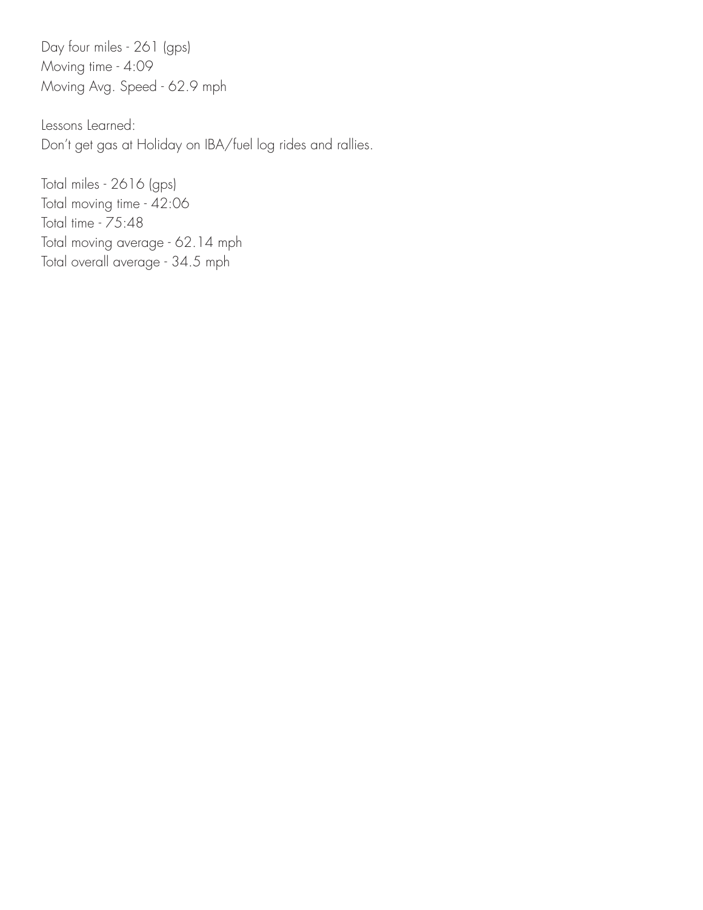Day four miles - 261 (gps)
Moving time - 4:09
Moving Avg. Speed - 62.9 mph

Lessons Learned:
Don't get gas at Holiday on IBA/fuel log rides and rallies.

Total miles - 2616 (gps)
Total moving time - 42:06
Total time - 75:48
Total moving average - 62.14 mph
Total overall average - 34.5 mph